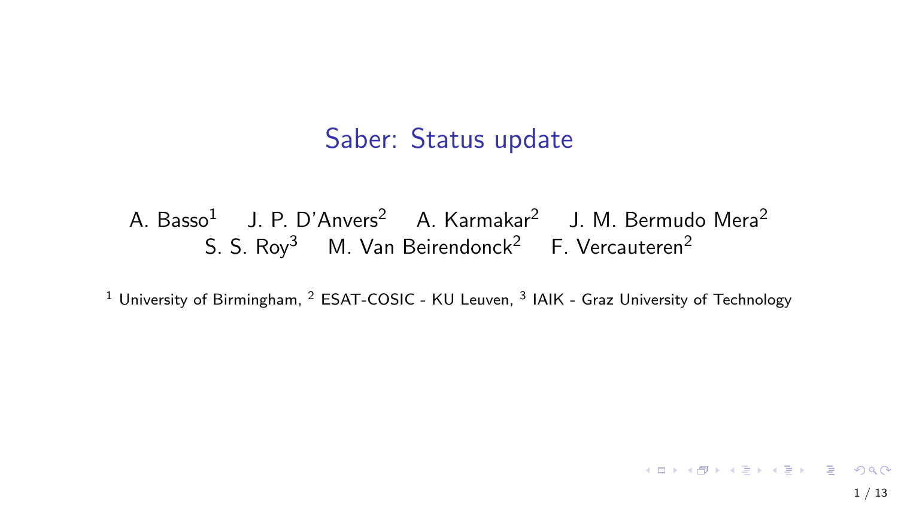# Saber: Status update

A. Basso[1] J. P. D'Anvers[2] A. Karmakar[2] J. M. Bermudo Mera[2] S. S. Roy[3] M. Van Beirendonck[2] F. Vercauteren[2]

[1] University of Birmingham, [2] ESAT-COSIC - KU Leuven, [3] IAIK - Graz University of Technology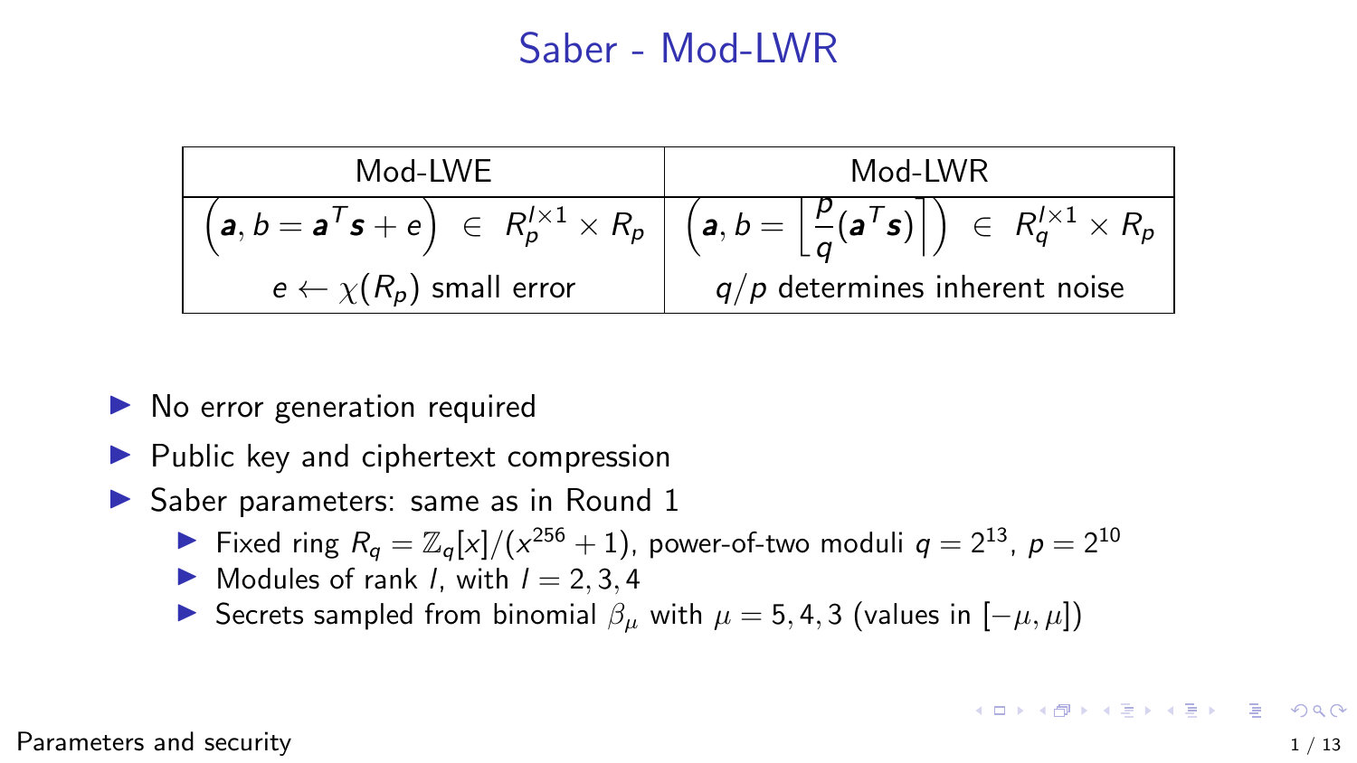# Saber - Mod-LWR

| Mod-LWE | Mod-LWR |
|---|---|
| $\left(\boldsymbol{a}, b = \boldsymbol{a}^T \boldsymbol{s} + e\right) \in R_p^{l \times 1} \times R_p$ | $\left(\boldsymbol{a}, b = \left\lfloor \frac{p}{q}(\boldsymbol{a}^T \boldsymbol{s}) \right\rceil\right) \in R_q^{l \times 1} \times R_p$ |
| $e \leftarrow \chi(R_p)$ small error | $q/p$ determines inherent noise |

- No error generation required
- Public key and ciphertext compression
- Saber parameters: same as in Round 1
  - Fixed ring $R_q = \mathbb{Z}_q[x]/(x^{256}+1)$, power-of-two moduli $q = 2^{13}$, $p = 2^{10}$
  - Modules of rank $l$, with $l = 2, 3, 4$
  - Secrets sampled from binomial $\beta_\mu$ with $\mu = 5, 4, 3$ (values in $[-\mu, \mu]$)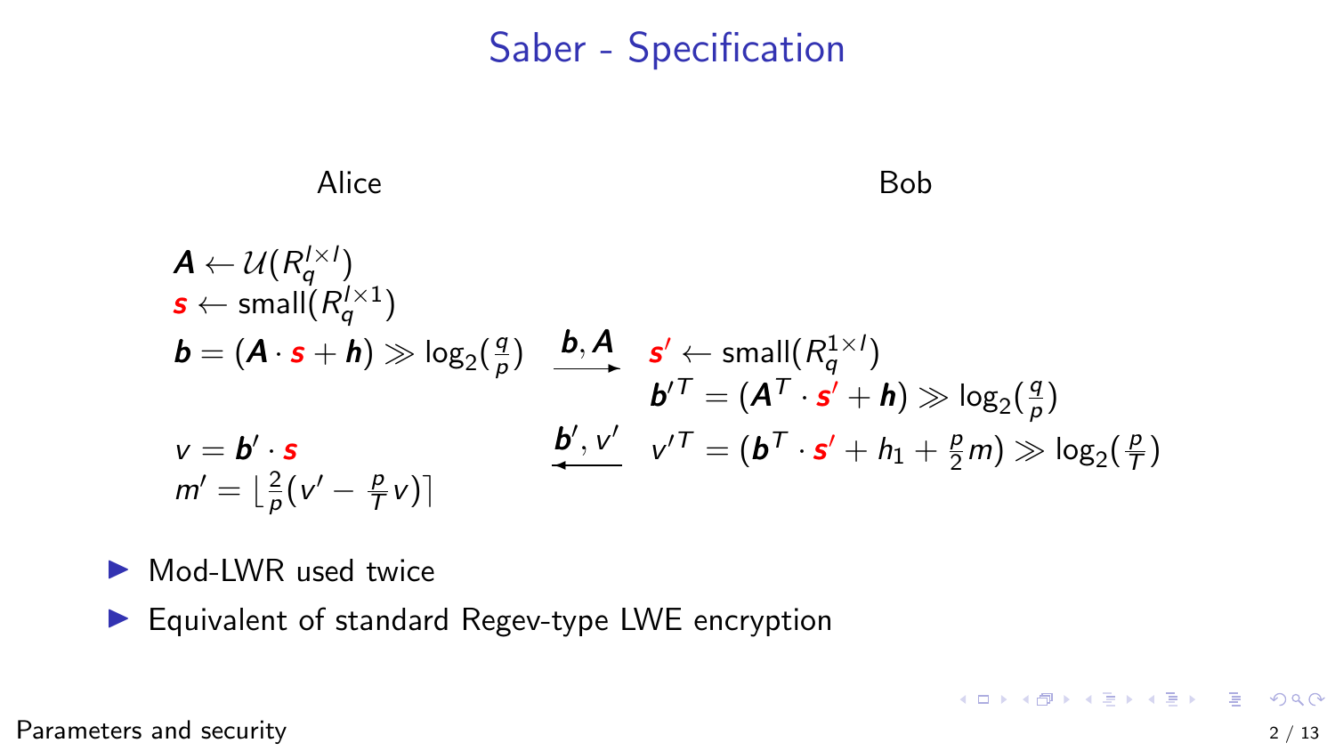# Saber - Specification

| Alice | | Bob |
|---|---|---|
| $\boldsymbol{A} \leftarrow \mathcal{U}(R_q^{l \times l})$ | | |
| $\boldsymbol{s} \leftarrow \text{small}(R_q^{l \times 1})$ | | |
| $\boldsymbol{b} = (\boldsymbol{A} \cdot \boldsymbol{s} + \boldsymbol{h}) \gg \log_2(\frac{q}{p})$ | $\xrightarrow{\boldsymbol{b}, \boldsymbol{A}}$ | $\boldsymbol{s}' \leftarrow \text{small}(R_q^{1 \times l})$ |
| | | $\boldsymbol{b}'^T = (\boldsymbol{A}^T \cdot \boldsymbol{s}' + \boldsymbol{h}) \gg \log_2(\frac{q}{p})$ |
| $v = \boldsymbol{b}' \cdot \boldsymbol{s}$ | $\xleftarrow{\boldsymbol{b}', v'}$ | $v'^T = (\boldsymbol{b}^T \cdot \boldsymbol{s}' + h_1 + \frac{p}{2} m) \gg \log_2(\frac{p}{T})$ |
| $m' = \lfloor \frac{2}{p}(v' - \frac{p}{T} v) \rceil$ | | |

- Mod-LWR used twice
- Equivalent of standard Regev-type LWE encryption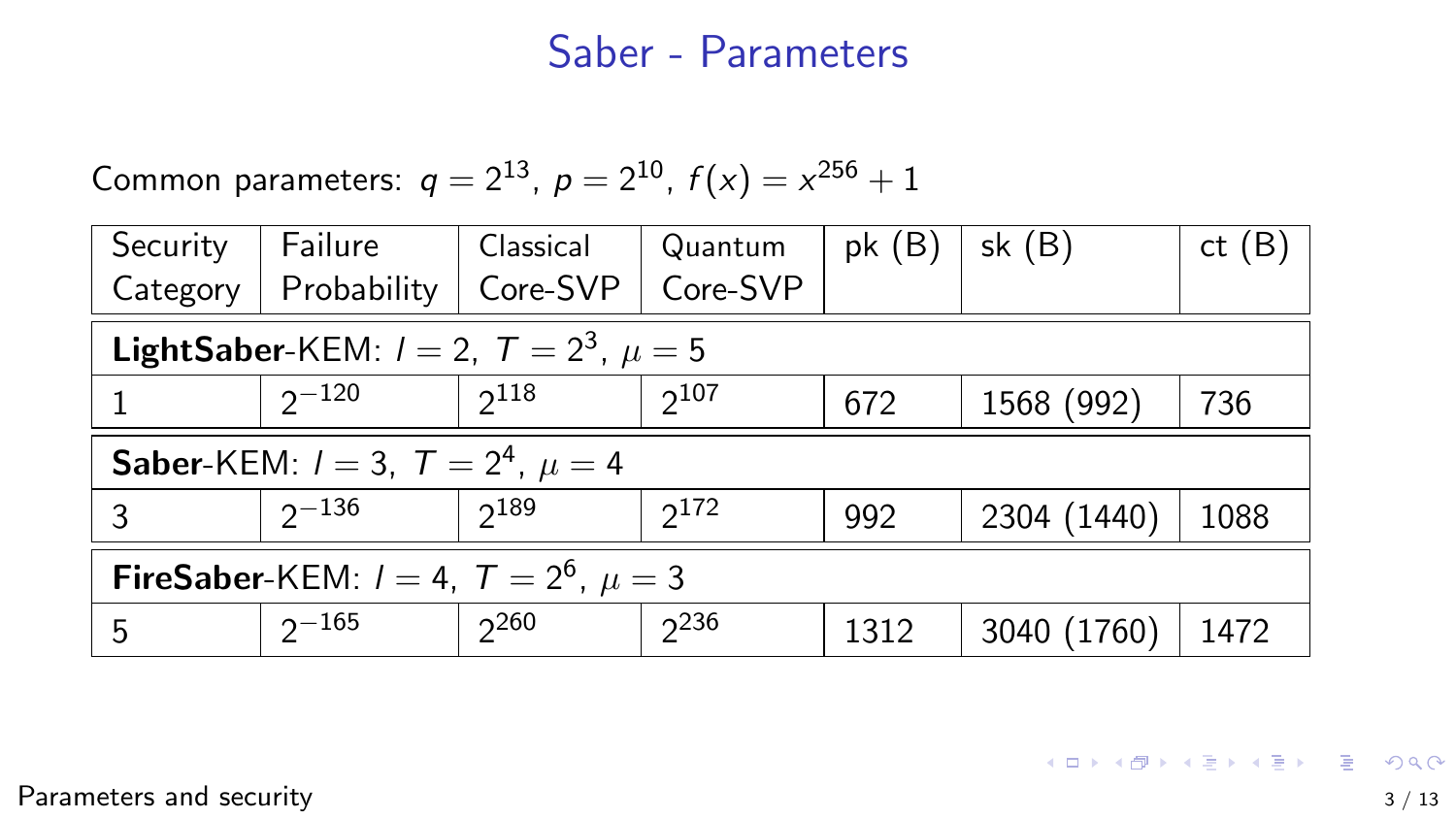# Saber - Parameters

Common parameters: $q = 2^{13}$, $p = 2^{10}$, $f(x) = x^{256} + 1$

| Security Category | Failure Probability | Classical Core-SVP | Quantum Core-SVP | pk (B) | sk (B) | ct (B) |
|---|---|---|---|---|---|---|
| **LightSaber**-KEM: $l = 2$, $T = 2^3$, $\mu = 5$ | | | | | | |
| 1 | $2^{-120}$ | $2^{118}$ | $2^{107}$ | 672 | 1568 (992) | 736 |
| **Saber**-KEM: $l = 3$, $T = 2^4$, $\mu = 4$ | | | | | | |
| 3 | $2^{-136}$ | $2^{189}$ | $2^{172}$ | 992 | 2304 (1440) | 1088 |
| **FireSaber**-KEM: $l = 4$, $T = 2^6$, $\mu = 3$ | | | | | | |
| 5 | $2^{-165}$ | $2^{260}$ | $2^{236}$ | 1312 | 3040 (1760) | 1472 |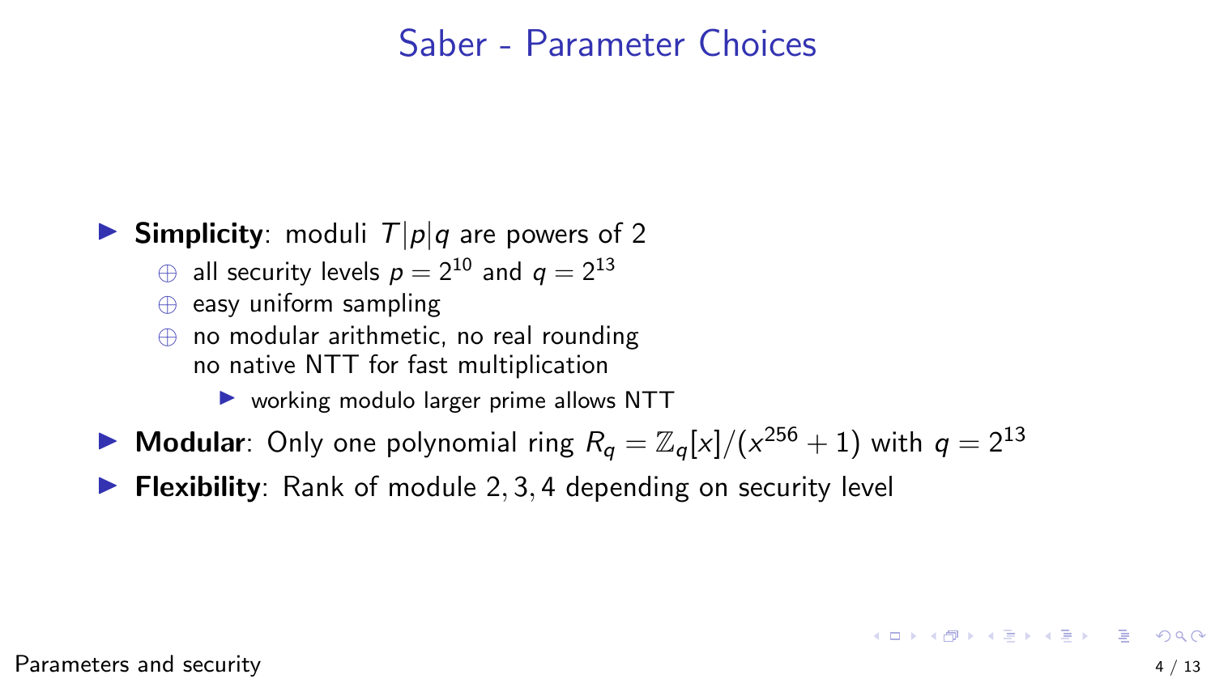# Saber - Parameter Choices

- **Simplicity**: moduli $T|p|q$ are powers of 2
  - ⊕ all security levels $p = 2^{10}$ and $q = 2^{13}$
  - ⊕ easy uniform sampling
  - ⊕ no modular arithmetic, no real rounding
    no native NTT for fast multiplication
    - working modulo larger prime allows NTT
- **Modular**: Only one polynomial ring $R_q = \mathbb{Z}_q[x]/(x^{256} + 1)$ with $q = 2^{13}$
- **Flexibility**: Rank of module $2, 3, 4$ depending on security level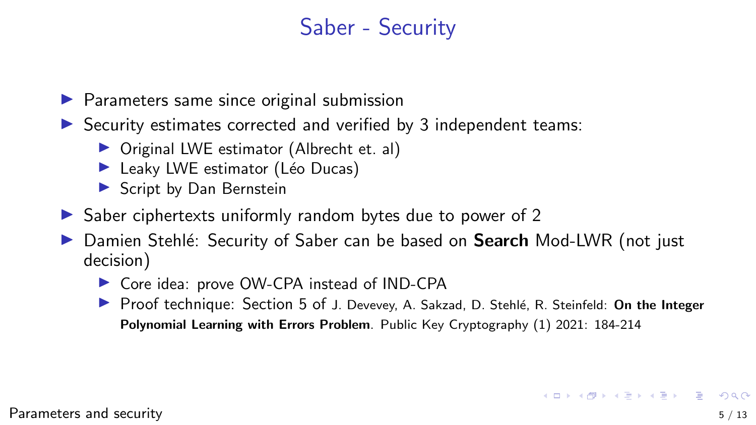# Saber - Security

- Parameters same since original submission
- Security estimates corrected and verified by 3 independent teams:
  - Original LWE estimator (Albrecht et. al)
  - Leaky LWE estimator (Léo Ducas)
  - Script by Dan Bernstein
- Saber ciphertexts uniformly random bytes due to power of 2
- Damien Stehlé: Security of Saber can be based on **Search** Mod-LWR (not just decision)
  - Core idea: prove OW-CPA instead of IND-CPA
  - Proof technique: Section 5 of J. Devevey, A. Sakzad, D. Stehlé, R. Steinfeld: **On the Integer Polynomial Learning with Errors Problem**. Public Key Cryptography (1) 2021: 184-214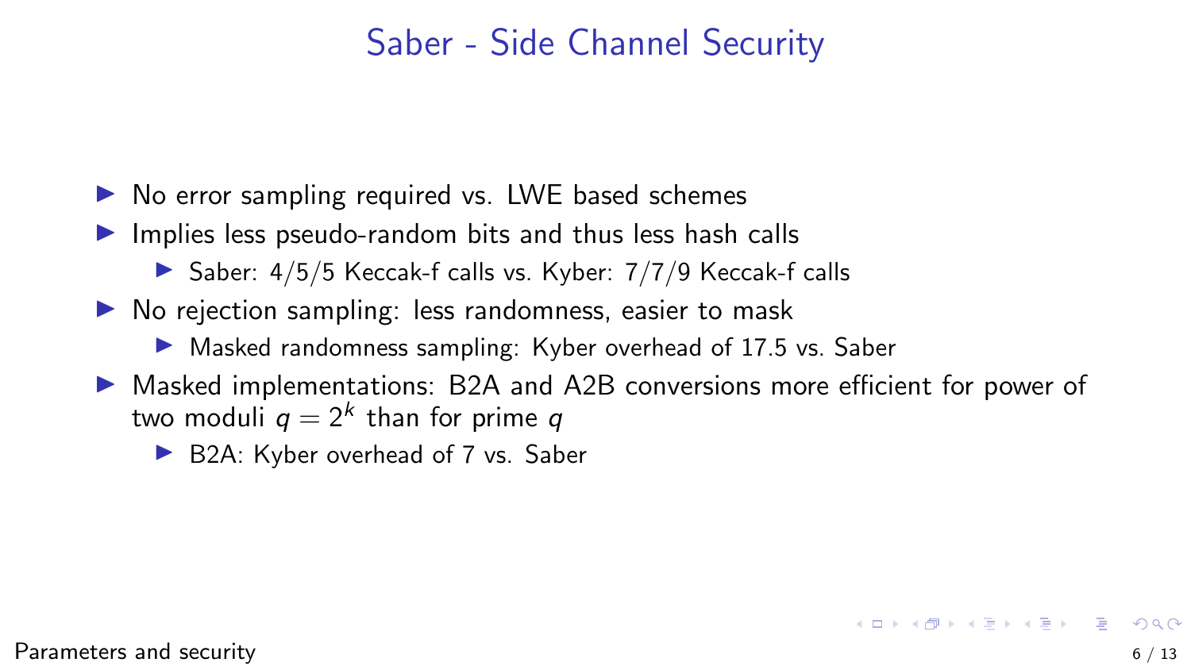# Saber - Side Channel Security

- No error sampling required vs. LWE based schemes
- Implies less pseudo-random bits and thus less hash calls
  - Saber: 4/5/5 Keccak-f calls vs. Kyber: 7/7/9 Keccak-f calls
- No rejection sampling: less randomness, easier to mask
  - Masked randomness sampling: Kyber overhead of 17.5 vs. Saber
- Masked implementations: B2A and A2B conversions more efficient for power of two moduli $q = 2^k$ than for prime $q$
  - B2A: Kyber overhead of 7 vs. Saber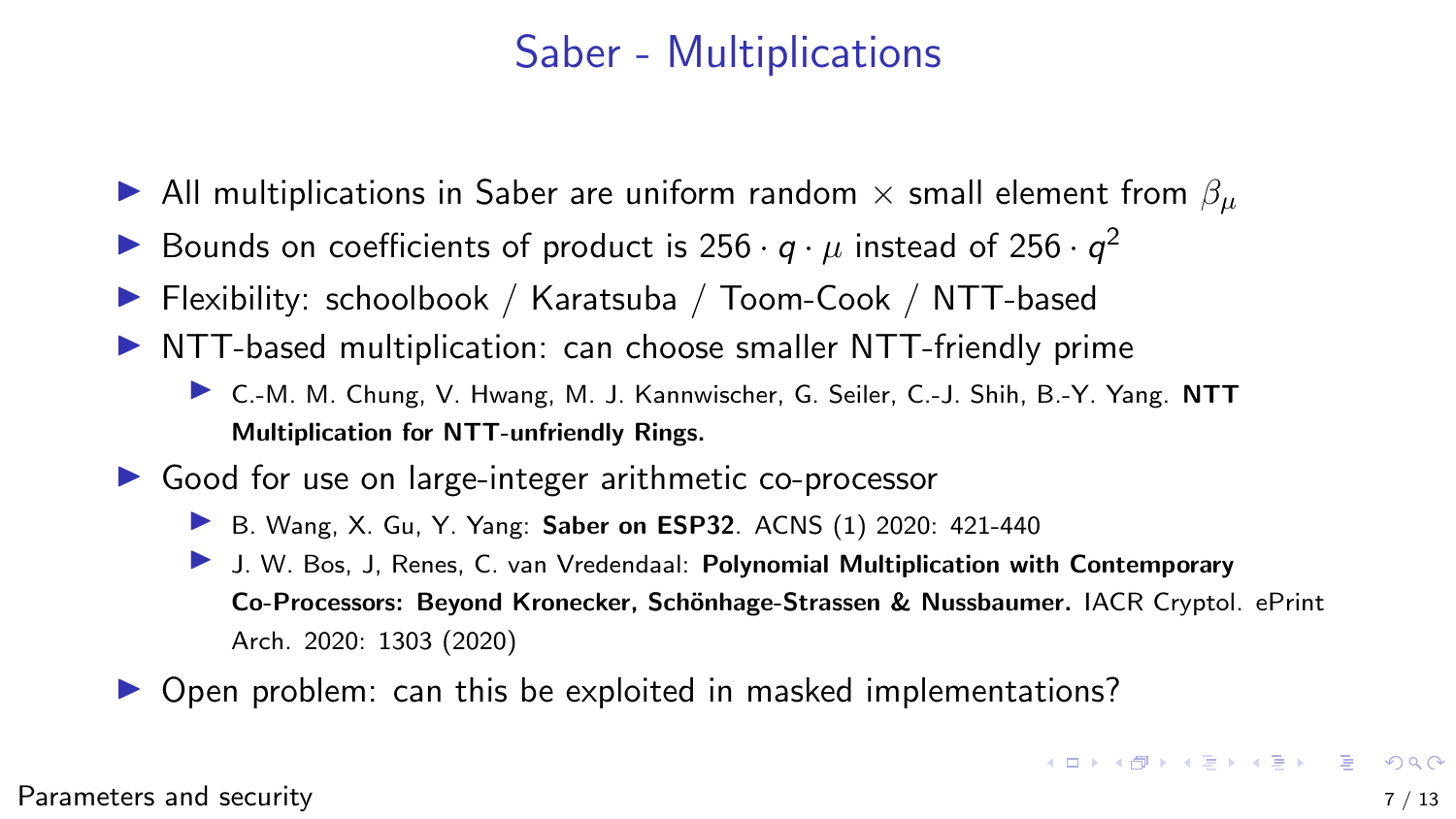# Saber - Multiplications

- All multiplications in Saber are uniform random $\times$ small element from $\beta_\mu$
- Bounds on coefficients of product is $256 \cdot q \cdot \mu$ instead of $256 \cdot q^2$
- Flexibility: schoolbook / Karatsuba / Toom-Cook / NTT-based
- NTT-based multiplication: can choose smaller NTT-friendly prime
  - C.-M. M. Chung, V. Hwang, M. J. Kannwischer, G. Seiler, C.-J. Shih, B.-Y. Yang. **NTT Multiplication for NTT-unfriendly Rings.**
- Good for use on large-integer arithmetic co-processor
  - B. Wang, X. Gu, Y. Yang: **Saber on ESP32**. ACNS (1) 2020: 421-440
  - J. W. Bos, J, Renes, C. van Vredendaal: **Polynomial Multiplication with Contemporary Co-Processors: Beyond Kronecker, Schönhage-Strassen & Nussbaumer.** IACR Cryptol. ePrint Arch. 2020: 1303 (2020)
- Open problem: can this be exploited in masked implementations?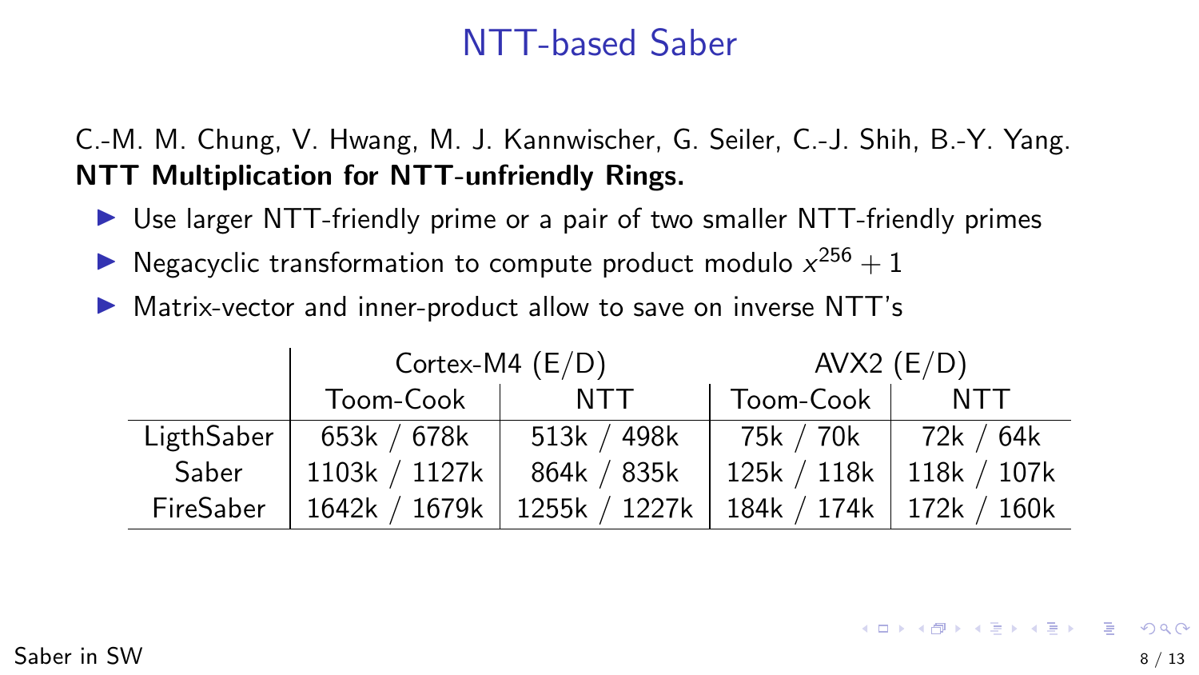# NTT-based Saber

C.-M. M. Chung, V. Hwang, M. J. Kannwischer, G. Seiler, C.-J. Shih, B.-Y. Yang.
**NTT Multiplication for NTT-unfriendly Rings.**

- Use larger NTT-friendly prime or a pair of two smaller NTT-friendly primes
- Negacyclic transformation to compute product modulo $x^{256} + 1$
- Matrix-vector and inner-product allow to save on inverse NTT's

| | Cortex-M4 (E/D) | | AVX2 (E/D) | |
|---|---|---|---|---|
| | Toom-Cook | NTT | Toom-Cook | NTT |
| LigthSaber | 653k / 678k | 513k / 498k | 75k / 70k | 72k / 64k |
| Saber | 1103k / 1127k | 864k / 835k | 125k / 118k | 118k / 107k |
| FireSaber | 1642k / 1679k | 1255k / 1227k | 184k / 174k | 172k / 160k |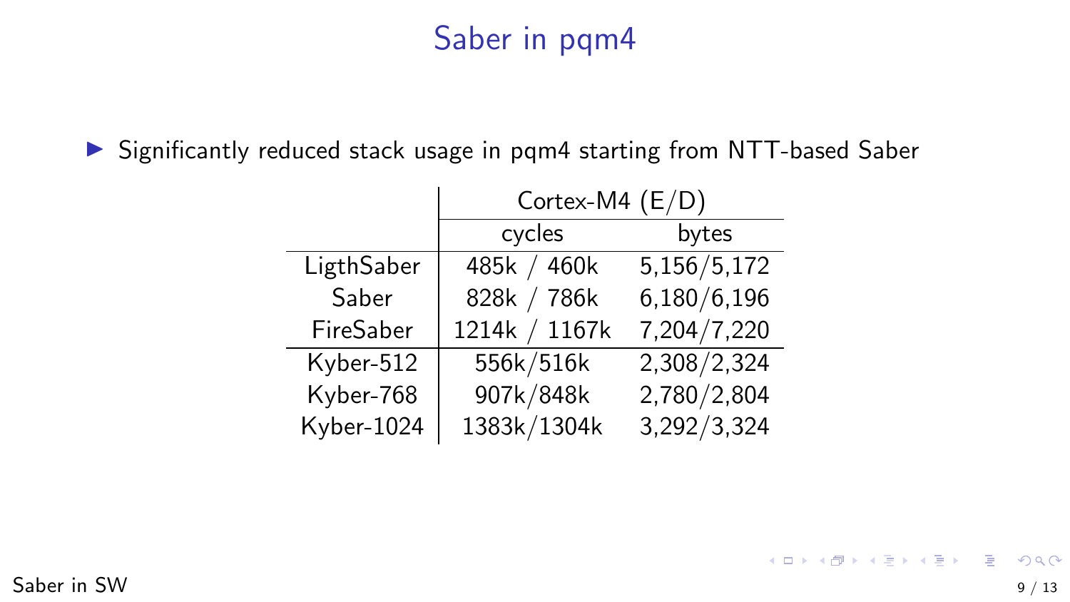# Saber in pqm4

- Significantly reduced stack usage in pqm4 starting from NTT-based Saber

| | Cortex-M4 (E/D) | |
|---|---|---|
| | cycles | bytes |
| LigthSaber | 485k / 460k | 5,156/5,172 |
| Saber | 828k / 786k | 6,180/6,196 |
| FireSaber | 1214k / 1167k | 7,204/7,220 |
| Kyber-512 | 556k/516k | 2,308/2,324 |
| Kyber-768 | 907k/848k | 2,780/2,804 |
| Kyber-1024 | 1383k/1304k | 3,292/3,324 |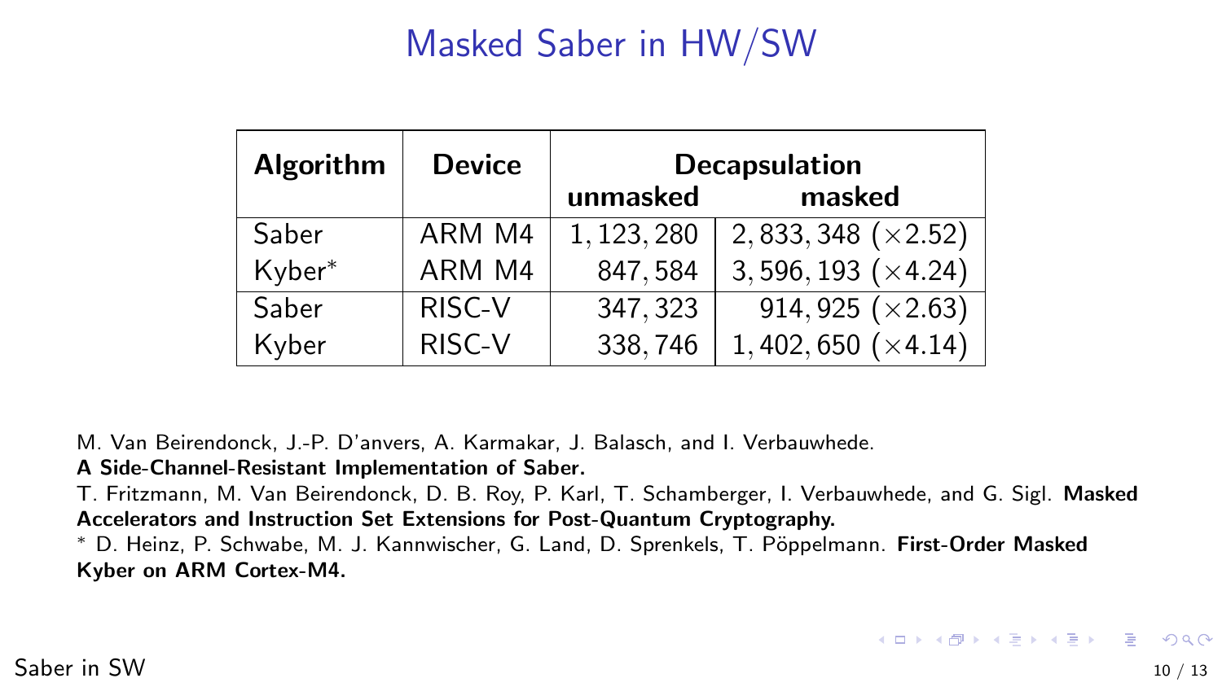# Masked Saber in HW/SW

| Algorithm | Device | Decapsulation | |
|---|---|---|---|
| | | unmasked | masked |
| Saber | ARM M4 | 1,123,280 | 2,833,348 (×2.52) |
| Kyber* | ARM M4 | 847,584 | 3,596,193 (×4.24) |
| Saber | RISC-V | 347,323 | 914,925 (×2.63) |
| Kyber | RISC-V | 338,746 | 1,402,650 (×4.14) |

M. Van Beirendonck, J.-P. D'anvers, A. Karmakar, J. Balasch, and I. Verbauwhede.
**A Side-Channel-Resistant Implementation of Saber.**

T. Fritzmann, M. Van Beirendonck, D. B. Roy, P. Karl, T. Schamberger, I. Verbauwhede, and G. Sigl. **Masked Accelerators and Instruction Set Extensions for Post-Quantum Cryptography.**

* D. Heinz, P. Schwabe, M. J. Kannwischer, G. Land, D. Sprenkels, T. Pöppelmann. **First-Order Masked Kyber on ARM Cortex-M4.**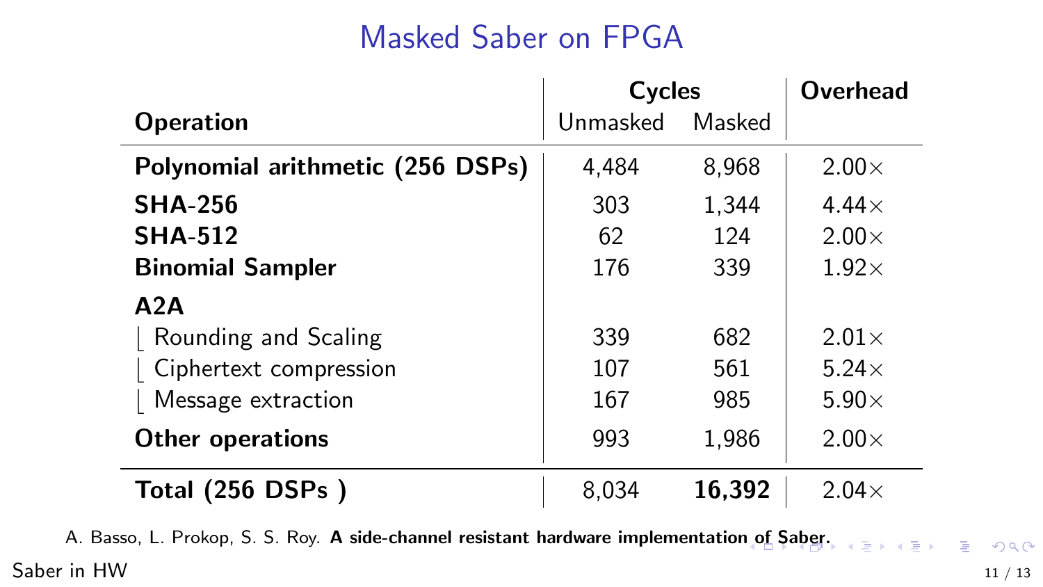# Masked Saber on FPGA

| Operation | Cycles | | Overhead |
|---|---|---|---|
| | Unmasked | Masked | |
| **Polynomial arithmetic (256 DSPs)** | 4,484 | 8,968 | 2.00× |
| **SHA-256** | 303 | 1,344 | 4.44× |
| **SHA-512** | 62 | 124 | 2.00× |
| **Binomial Sampler** | 176 | 339 | 1.92× |
| **A2A** | | | |
| ⌊ Rounding and Scaling | 339 | 682 | 2.01× |
| ⌊ Ciphertext compression | 107 | 561 | 5.24× |
| ⌊ Message extraction | 167 | 985 | 5.90× |
| **Other operations** | 993 | 1,986 | 2.00× |
| **Total (256 DSPs )** | 8,034 | **16,392** | 2.04× |

A. Basso, L. Prokop, S. S. Roy. **A side-channel resistant hardware implementation of Saber.**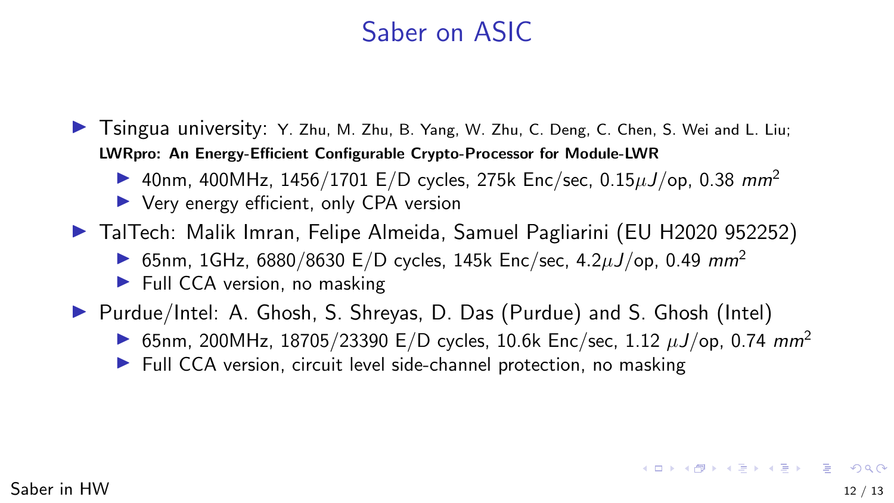# Saber on ASIC

- Tsingua university: Y. Zhu, M. Zhu, B. Yang, W. Zhu, C. Deng, C. Chen, S. Wei and L. Liu; **LWRpro: An Energy-Efficient Configurable Crypto-Processor for Module-LWR**
  - 40nm, 400MHz, 1456/1701 E/D cycles, 275k Enc/sec, 0.15$\mu J$/op, 0.38 $mm^2$
  - Very energy efficient, only CPA version
- TalTech: Malik Imran, Felipe Almeida, Samuel Pagliarini (EU H2020 952252)
  - 65nm, 1GHz, 6880/8630 E/D cycles, 145k Enc/sec, 4.2$\mu J$/op, 0.49 $mm^2$
  - Full CCA version, no masking
- Purdue/Intel: A. Ghosh, S. Shreyas, D. Das (Purdue) and S. Ghosh (Intel)
  - 65nm, 200MHz, 18705/23390 E/D cycles, 10.6k Enc/sec, 1.12 $\mu J$/op, 0.74 $mm^2$
  - Full CCA version, circuit level side-channel protection, no masking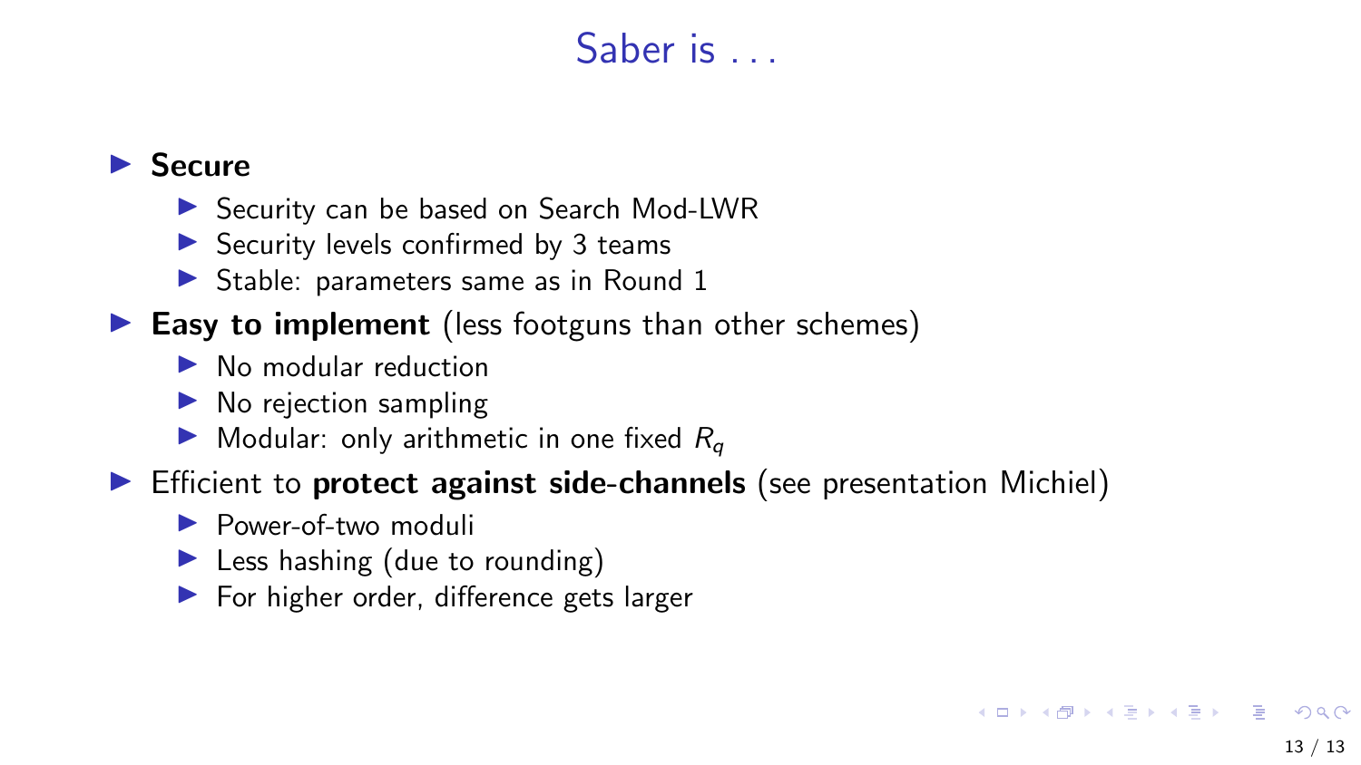# Saber is . . .

- **Secure**
  - Security can be based on Search Mod-LWR
  - Security levels confirmed by 3 teams
  - Stable: parameters same as in Round 1
- **Easy to implement** (less footguns than other schemes)
  - No modular reduction
  - No rejection sampling
  - Modular: only arithmetic in one fixed $R_q$
- Efficient to **protect against side-channels** (see presentation Michiel)
  - Power-of-two moduli
  - Less hashing (due to rounding)
  - For higher order, difference gets larger